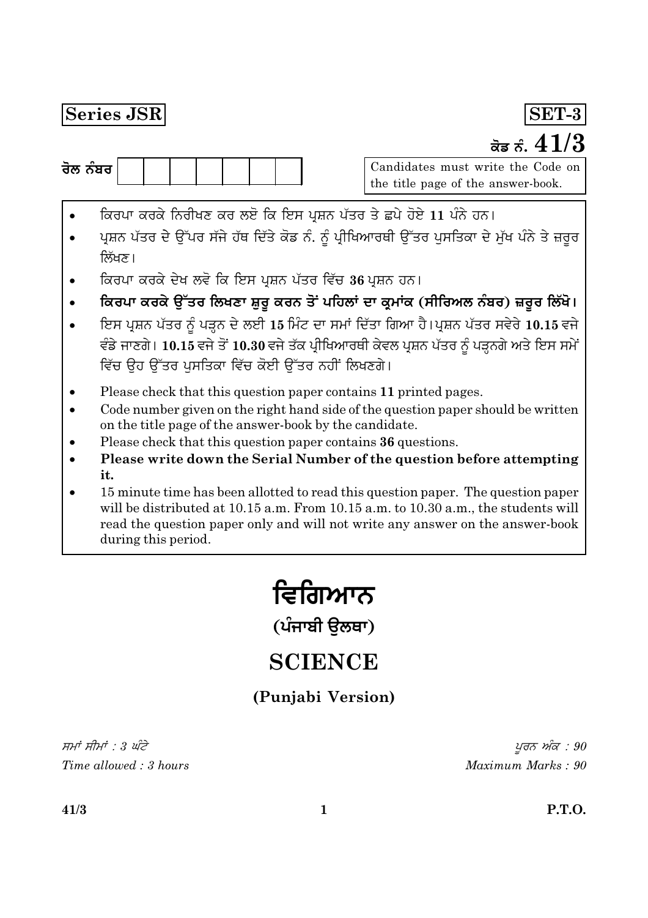**Series JSR** **SET-3**

**ਕੋਡ ਨੰ. 41/3**

ਰੋਲ ਨੰਬਰ | | | | | | | |

Candidates must write the Code on the title page of the answer-book.

- ਕਿਰਪਾ ਕਰਕੇ ਨਿਰੀਖਣ ਕਰ ਲਈ ਕਿ ਇਸ ਪ੍ਰਸ਼ਨ ਪੱਤਰ ਤੇ ਛਪੇ ਹੋਏ **11** ਪੰਨੇ ਹਨ।
- ਪ੍ਰਸ਼ਨ ਪੱਤਰ ਦੇ ਉੱਪਰ ਸੱਜੇ ਹੱਥ ਦਿੱਤੇ ਕੋਡ ਨੰ. ਨੂੰ ਪ੍ਰੀਖਿਆਰਥੀ ਉੱਤਰ ਪੁਸਤਿਕਾ ਦੇ ਮੁੱਖ ਪੰਨੇ ਤੇ ਜ਼ਰੂਰ ਲਿੱਖਣ।
- ਕਿਰਪਾ ਕਰਕੇ ਦੇਖ ਲਵੋ ਕਿ ਇਸ ਪ੍ਰਸ਼ਨ ਪੱਤਰ ਵਿੱਚ **36** ਪ੍ਰਸ਼ਨ ਹਨ।
- **ਕਿਰਪਾ ਕਰਕੇ ਉੱਤਰ ਲਿਖਣਾ ਸ਼ੁਰੂ ਕਰਨ ਤੋਂ ਪਹਿਲਾਂ ਦਾ ਕ੍ਰਮਾਂਕ (ਸੀਰਿਅਲ ਨੰਬਰ) ਜ਼ਰੂਰ ਲਿੱਖੋ।**
- ਇਸ ਪ੍ਰਸ਼ਨ ਪੱਤਰ ਨੂੰ ਪੜ੍ਹਨ ਦੇ ਲਈ **15** ਮਿੰਟ ਦਾ ਸਮਾਂ ਦਿੱਤਾ ਗਿਆ ਹੈ।ਪ੍ਰਸ਼ਨ ਪੱਤਰ ਸਵੇਰੇ **10.15** ਵਜੇ ਵੰਡੇ ਜਾਣਗੇ। **10.15** ਵਜੇ ਤੋਂ **10.30** ਵਜੇ ਤੱਕ ਪ੍ਰੀਖਿਆਰਥੀ ਕੇਵਲ ਪ੍ਰਸ਼ਨ ਪੱਤਰ ਨੂੰ ਪੜ੍ਹਨਗੇ ਅਤੇ ਇਸ ਸਮੇਂ ਵਿੱਚ ਉਹ ਉੱਤਰ ਪੁਸਤਿਕਾ ਵਿੱਚ ਕੋਈ ਉੱਤਰ ਨਹੀਂ ਲਿਖਣਗੇ।

- Please check that this question paper contains **11** printed pages.
- Code number given on the right hand side of the question paper should be written on the title page of the answer-book by the candidate.
- Please check that this question paper contains **36** questions.
- **Please write down the Serial Number of the question before attempting it.**
- 15 minute time has been allotted to read this question paper. The question paper will be distributed at 10.15 a.m. From 10.15 a.m. to 10.30 a.m., the students will read the question paper only and will not write any answer on the answer-book during this period.

# ਵਿਗਿਆਨ

## (ਪੰਜਾਬੀ ਉਲਥਾ)

# SCIENCE

## (Punjabi Version)

*ਸਮਾਂ ਸੀਮਾਂ : 3 ਘੰਟੇ* *ਪੂਰਨ ਅੰਕ : 90*

*Time allowed : 3 hours* *Maximum Marks : 90*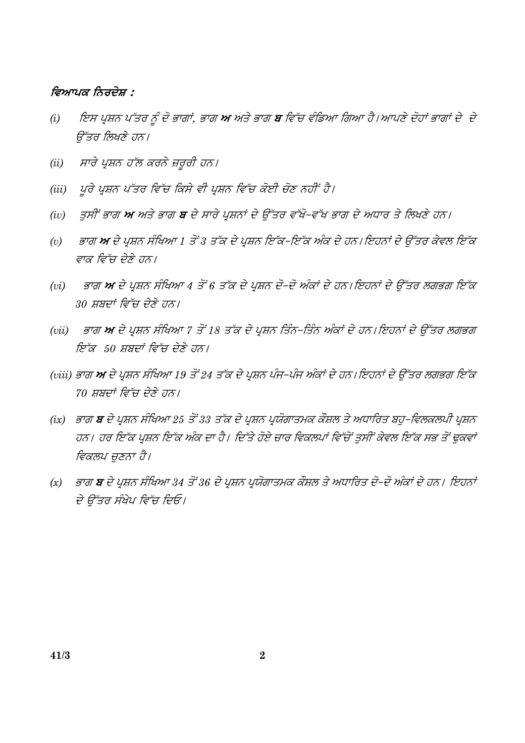***ਵਿਆਪਕ ਨਿਰਦੇਸ਼ :***

*(i)* *ਇਸ ਪ੍ਰਸ਼ਨ ਪੱਤਰ ਨੂੰ ਦੋ ਭਾਗਾਂ, ਭਾਗ **ਅ** ਅਤੇ ਭਾਗ **ਬ** ਵਿੱਚ ਵੰਡਿਆ ਗਿਆ ਹੈ। ਆਪਣੇ ਦੋਹਾਂ ਭਾਗਾਂ ਦੇ ਦੇ ਉੱਤਰ ਲਿਖਣੇ ਹਨ।*

*(ii)* *ਸਾਰੇ ਪ੍ਰਸ਼ਨ ਹੱਲ ਕਰਨੇ ਜ਼ਰੂਰੀ ਹਨ।*

*(iii)* *ਪੂਰੇ ਪ੍ਰਸ਼ਨ ਪੱਤਰ ਵਿੱਚ ਕਿਸੇ ਵੀ ਪ੍ਰਸ਼ਨ ਵਿੱਚ ਕੋਈ ਚੋਣ ਨਹੀਂ ਹੈ।*

*(iv)* *ਤੁਸੀਂ ਭਾਗ **ਅ** ਅਤੇ ਭਾਗ **ਬ** ਦੇ ਸਾਰੇ ਪ੍ਰਸ਼ਨਾਂ ਦੇ ਉੱਤਰ ਵੱਖੋ-ਵੱਖ ਭਾਗ ਦੇ ਅਧਾਰ ਤੇ ਲਿਖਣੇ ਹਨ।*

*(v)* *ਭਾਗ **ਅ** ਦੇ ਪ੍ਰਸ਼ਨ ਸੰਖਿਆ 1 ਤੋਂ 3 ਤੱਕ ਦੇ ਪ੍ਰਸ਼ਨ ਇੱਕ-ਇੱਕ ਅੰਕ ਦੇ ਹਨ। ਇਹਨਾਂ ਦੇ ਉੱਤਰ ਕੇਵਲ ਇੱਕ ਵਾਕ ਵਿੱਚ ਦੇਣੇ ਹਨ।*

*(vi)* *ਭਾਗ **ਅ** ਦੇ ਪ੍ਰਸ਼ਨ ਸੰਖਿਆ 4 ਤੋਂ 6 ਤੱਕ ਦੇ ਪ੍ਰਸ਼ਨ ਦੋ-ਦੋ ਅੰਕਾਂ ਦੇ ਹਨ। ਇਹਨਾਂ ਦੇ ਉੱਤਰ ਲਗਭਗ ਇੱਕ 30 ਸ਼ਬਦਾਂ ਵਿੱਚ ਦੇਣੇ ਹਨ।*

*(vii)* *ਭਾਗ **ਅ** ਦੇ ਪ੍ਰਸ਼ਨ ਸੰਖਿਆ 7 ਤੋਂ 18 ਤੱਕ ਦੇ ਪ੍ਰਸ਼ਨ ਤਿੰਨ-ਤਿੰਨ ਅੰਕਾਂ ਦੇ ਹਨ। ਇਹਨਾਂ ਦੇ ਉੱਤਰ ਲਗਭਗ ਇੱਕ 50 ਸ਼ਬਦਾਂ ਵਿੱਚ ਦੇਣੇ ਹਨ।*

*(viii)* *ਭਾਗ **ਅ** ਦੇ ਪ੍ਰਸ਼ਨ ਸੰਖਿਆ 19 ਤੋਂ 24 ਤੱਕ ਦੇ ਪ੍ਰਸ਼ਨ ਪੰਜ-ਪੰਜ ਅੰਕਾਂ ਦੇ ਹਨ। ਇਹਨਾਂ ਦੇ ਉੱਤਰ ਲਗਭਗ ਇੱਕ 70 ਸ਼ਬਦਾਂ ਵਿੱਚ ਦੇਣੇ ਹਨ।*

*(ix)* *ਭਾਗ **ਬ** ਦੇ ਪ੍ਰਸ਼ਨ ਸੰਖਿਆ 25 ਤੋਂ 33 ਤੱਕ ਦੇ ਪ੍ਰਸ਼ਨ ਪ੍ਰਯੋਗਾਤਮਕ ਕੌਸ਼ਲ ਤੇ ਅਧਾਰਿਤ ਬਹੁ-ਵਿਲਕਲਪੀ ਪ੍ਰਸ਼ਨ ਹਨ। ਹਰ ਇੱਕ ਪ੍ਰਸ਼ਨ ਇੱਕ ਅੰਕ ਦਾ ਹੈ। ਦਿੱਤੇ ਹੋਏ ਚਾਰ ਵਿਕਲਪਾਂ ਵਿੱਚੋਂ ਤੁਸੀਂ ਕੇਵਲ ਇੱਕ ਸਭ ਤੋਂ ਢੁਕਵਾਂ ਵਿਕਲਪ ਚੁਣਨਾ ਹੈ।*

*(x)* *ਭਾਗ **ਬ** ਦੇ ਪ੍ਰਸ਼ਨ ਸੰਖਿਆ 34 ਤੋਂ 36 ਦੇ ਪ੍ਰਸ਼ਨ ਪ੍ਰਯੋਗਾਤਮਕ ਕੌਸ਼ਲ ਤੇ ਅਧਾਰਿਤ ਦੋ-ਦੋ ਅੰਕਾਂ ਦੇ ਹਨ। ਇਹਨਾਂ ਦੇ ਉੱਤਰ ਸੰਖੇਪ ਵਿੱਚ ਦਿਓ।*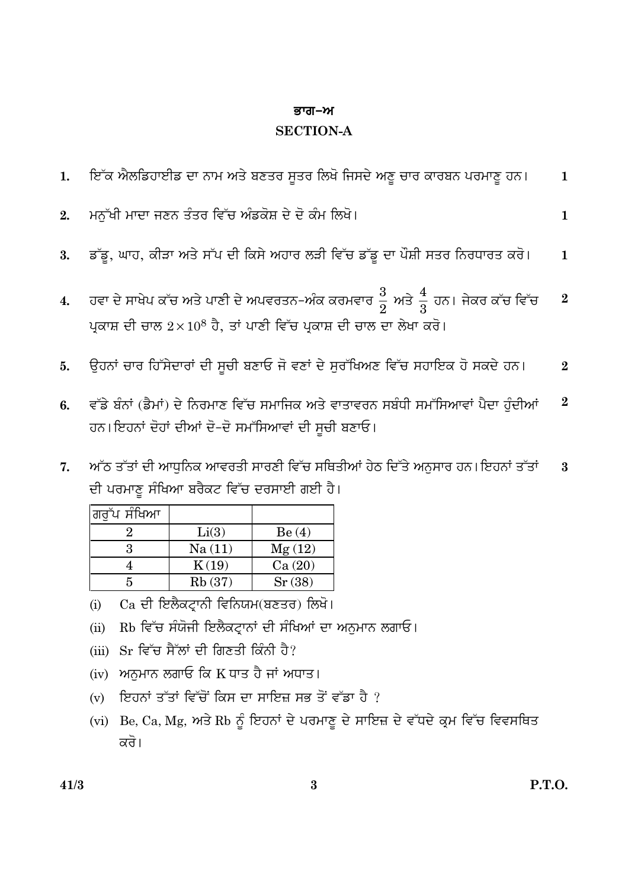## ਭਾਗ–ਅ

## SECTION-A

1. ਇੱਕ ਐਲਡਿਹਾਈਡ ਦਾ ਨਾਮ ਅਤੇ ਬਣਤਰ ਸੂਤਰ ਲਿਖੋ ਜਿਸਦੇ ਅਣੂ ਚਾਰ ਕਾਰਬਨ ਪਰਮਾਣੂ ਹਨ। **1**

2. ਮਨੁੱਖੀ ਮਾਦਾ ਜਣਨ ਤੰਤਰ ਵਿੱਚ ਅੰਡਕੋਸ਼ ਦੇ ਦੋ ਕੰਮ ਲਿਖੋ। **1**

3. ਡੱਡੂ, ਘਾਹ, ਕੀੜਾ ਅਤੇ ਸੱਪ ਦੀ ਕਿਸੇ ਅਹਾਰ ਲੜੀ ਵਿੱਚ ਡੱਡੂ ਦਾ ਪੌਸ਼ੀ ਸਤਰ ਨਿਰਧਾਰਤ ਕਰੋ। **1**

4. ਹਵਾ ਦੇ ਸਾਖੇਪ ਕੱਚ ਅਤੇ ਪਾਣੀ ਦੇ ਅਪਵਰਤਨ-ਅੰਕ ਕਰਮਵਾਰ $\frac{3}{2}$ ਅਤੇ $\frac{4}{3}$ ਹਨ। ਜੇਕਰ ਕੱਚ ਵਿੱਚ ਪ੍ਰਕਾਸ਼ ਦੀ ਚਾਲ $2 \times 10^8$ ਹੈ, ਤਾਂ ਪਾਣੀ ਵਿੱਚ ਪ੍ਰਕਾਸ਼ ਦੀ ਚਾਲ ਦਾ ਲੇਖਾ ਕਰੋ। **2**

5. ਉਹਨਾਂ ਚਾਰ ਹਿੱਸੇਦਾਰਾਂ ਦੀ ਸੂਚੀ ਬਣਾਓ ਜੋ ਵਣਾਂ ਦੇ ਸੁਰੱਖਿਅਣ ਵਿੱਚ ਸਹਾਇਕ ਹੋ ਸਕਦੇ ਹਨ। **2**

6. ਵੱਡੇ ਬੰਨਾਂ (ਡੈਮਾਂ) ਦੇ ਨਿਰਮਾਣ ਵਿੱਚ ਸਮਾਜਿਕ ਅਤੇ ਵਾਤਾਵਰਨ ਸਬੰਧੀ ਸਮੱਸਿਆਵਾਂ ਪੈਦਾ ਹੁੰਦੀਆਂ ਹਨ। ਇਹਨਾਂ ਦੋਹਾਂ ਦੀਆਂ ਦੋ-ਦੋ ਸਮੱਸਿਆਵਾਂ ਦੀ ਸੂਚੀ ਬਣਾਓ। **2**

7. ਅੱਠ ਤੱਤਾਂ ਦੀ ਆਧੁਨਿਕ ਆਵਰਤੀ ਸਾਰਣੀ ਵਿੱਚ ਸਥਿਤੀਆਂ ਹੇਠ ਦਿੱਤੇ ਅਨੁਸਾਰ ਹਨ। ਇਹਨਾਂ ਤੱਤਾਂ ਦੀ ਪਰਮਾਣੂ ਸੰਖਿਆ ਬਰੈਕਟ ਵਿੱਚ ਦਰਸਾਈ ਗਈ ਹੈ। **3**

| ਗਰੁੱਪ ਸੰਖਿਆ | | |
|---|---|---|
| 2 | Li(3) | Be (4) |
| 3 | Na (11) | Mg (12) |
| 4 | K (19) | Ca (20) |
| 5 | Rb (37) | Sr (38) |

   (i) Ca ਦੀ ਇਲੈਕਟ੍ਰਾਨੀ ਵਿਨਿਯਮ(ਬਣਤਰ) ਲਿਖੋ।

   (ii) Rb ਵਿੱਚ ਸੰਯੋਜੀ ਇਲੈਕਟ੍ਰਾਨਾਂ ਦੀ ਸੰਖਿਆਂ ਦਾ ਅਨੁਮਾਨ ਲਗਾਓ।

   (iii) Sr ਵਿੱਚ ਸ਼ੈੱਲਾਂ ਦੀ ਗਿਣਤੀ ਕਿੰਨੀ ਹੈ?

   (iv) ਅਨੁਮਾਨ ਲਗਾਓ ਕਿ K ਧਾਤ ਹੈ ਜਾਂ ਅਧਾਤ।

   (v) ਇਹਨਾਂ ਤੱਤਾਂ ਵਿੱਚੋਂ ਕਿਸ ਦਾ ਸਾਇਜ਼ ਸਭ ਤੋਂ ਵੱਡਾ ਹੈ ?

   (vi) Be, Ca, Mg, ਅਤੇ Rb ਨੂੰ ਇਹਨਾਂ ਦੇ ਪਰਮਾਣੂ ਦੇ ਸਾਇਜ਼ ਦੇ ਵੱਧਦੇ ਕ੍ਰਮ ਵਿੱਚ ਵਿਵਸਥਿਤ ਕਰੋ।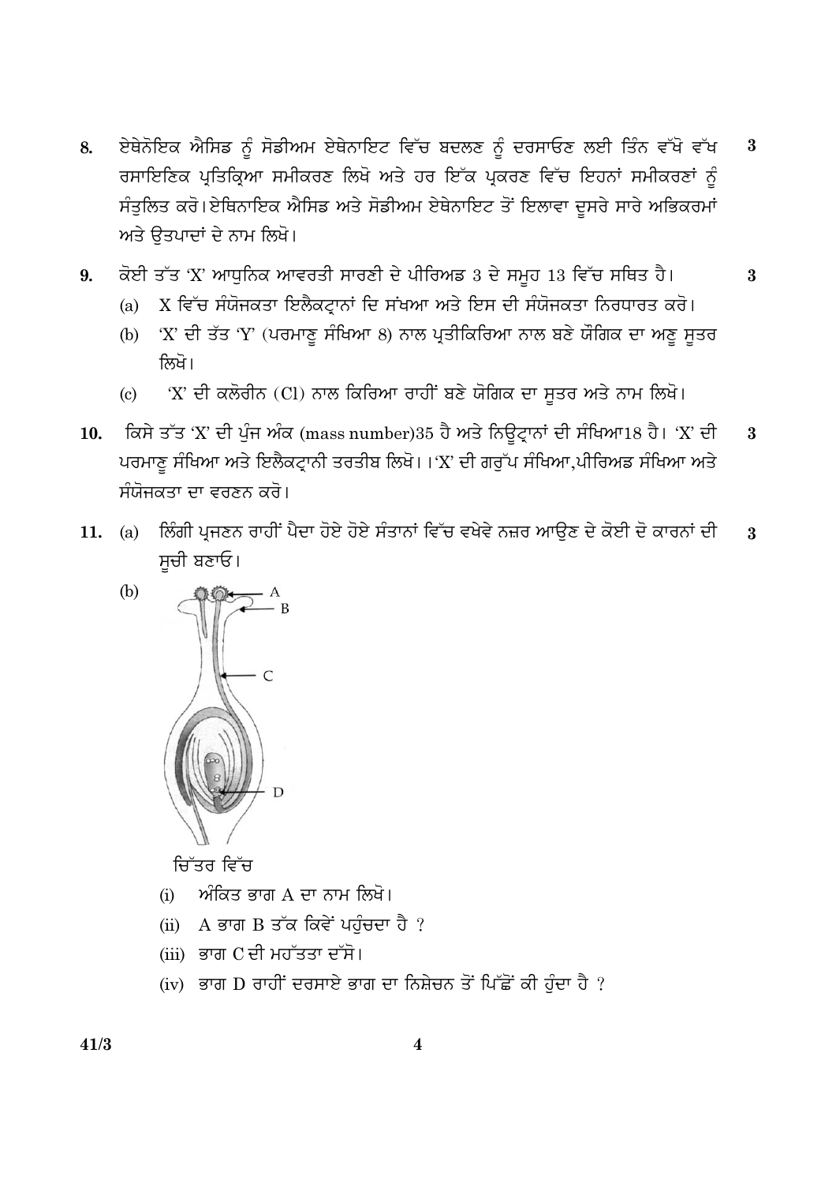8. ਏਥੇਨੋਇਕ ਐਸਿਡ ਨੂੰ ਸੋਡੀਅਮ ਏਥੇਨਾਇਟ ਵਿੱਚ ਬਦਲਣ ਨੂੰ ਦਰਸਾਓਣ ਲਈ ਤਿੰਨ ਵੱਖੋ ਵੱਖ ਰਸਾਇਣਿਕ ਪ੍ਰਤਿਕ੍ਰਿਆ ਸਮੀਕਰਣ ਲਿਖੋ ਅਤੇ ਹਰ ਇੱਕ ਪ੍ਰਕਰਣ ਵਿੱਚ ਇਹਨਾਂ ਸਮੀਕਰਣਾਂ ਨੂੰ ਸੰਤੁਲਿਤ ਕਰੋ। ਏਥਿਨਾਇਕ ਐਸਿਡ ਅਤੇ ਸੋਡੀਅਮ ਏਥੇਨਾਇਟ ਤੋਂ ਇਲਾਵਾ ਦੂਸਰੇ ਸਾਰੇ ਅਭਿਕਰਮਾਂ ਅਤੇ ਉਤਪਾਦਾਂ ਦੇ ਨਾਮ ਲਿਖੋ। **3**

9. ਕੋਈ ਤੱਤ 'X' ਆਧੁਨਿਕ ਆਵਰਤੀ ਸਾਰਣੀ ਦੇ ਪੀਰਿਅਡ 3 ਦੇ ਸਮੂਹ 13 ਵਿੱਚ ਸਥਿਤ ਹੈ। **3**
   (a) X ਵਿੱਚ ਸੰਯੋਜਕਤਾ ਇਲੈਕਟ੍ਰਾਨਾਂ ਦਿ ਸੰਖਆ ਅਤੇ ਇਸ ਦੀ ਸੰਯੋਜਕਤਾ ਨਿਰਧਾਰਤ ਕਰੋ।
   (b) 'X' ਦੀ ਤੱਤ 'Y' (ਪਰਮਾਣੂ ਸੰਖਿਆ 8) ਨਾਲ ਪ੍ਰਤੀਕਿਰਿਆ ਨਾਲ ਬਣੇ ਯੌਗਿਕ ਦਾ ਅਣੂ ਸੂਤਰ ਲਿਖੋ।
   (c) 'X' ਦੀ ਕਲੋਰੀਨ (Cl) ਨਾਲ ਕਿਰਿਆ ਰਾਹੀਂ ਬਣੇ ਯੋਗਿਕ ਦਾ ਸੂਤਰ ਅਤੇ ਨਾਮ ਲਿਖੋ।

10. ਕਿਸੇ ਤੱਤ 'X' ਦੀ ਪੁੰਜ ਅੰਕ (mass number)35 ਹੈ ਅਤੇ ਨਿਊਟ੍ਰਾਨਾਂ ਦੀ ਸੰਖਿਆ18 ਹੈ। 'X' ਦੀ ਪਰਮਾਣੂ ਸੰਖਿਆ ਅਤੇ ਇਲੈਕਟ੍ਰਾਨੀ ਤਰਤੀਬ ਲਿਖੋ। ।'X' ਦੀ ਗਰੁੱਪ ਸੰਖਿਆ,ਪੀਰਿਅਡ ਸੰਖਿਆ ਅਤੇ ਸੰਯੋਜਕਤਾ ਦਾ ਵਰਣਨ ਕਰੋ। **3**

11. (a) ਲਿੰਗੀ ਪ੍ਰਜਣਨ ਰਾਹੀਂ ਪੈਦਾ ਹੋਏ ਹੋਏ ਸੰਤਾਨਾਂ ਵਿੱਚ ਵਖੇਵੇ ਨਜ਼ਰ ਆਉਣ ਦੇ ਕੋਈ ਦੋ ਕਾਰਨਾਂ ਦੀ ਸੂਚੀ ਬਣਾਓ। **3**

    (b)

    ਚਿੱਤਰ ਵਿੱਚ
    (i) ਅੰਕਿਤ ਭਾਗ A ਦਾ ਨਾਮ ਲਿਖੋ।
    (ii) A ਭਾਗ B ਤੱਕ ਕਿਵੇਂ ਪਹੁੰਚਦਾ ਹੈ ?
    (iii) ਭਾਗ C ਦੀ ਮਹੱਤਤਾ ਦੱਸੋ।
    (iv) ਭਾਗ D ਰਾਹੀਂ ਦਰਸਾਏ ਭਾਗ ਦਾ ਨਿਸ਼ੇਚਨ ਤੋਂ ਪਿੱਛੋਂ ਕੀ ਹੁੰਦਾ ਹੈ ?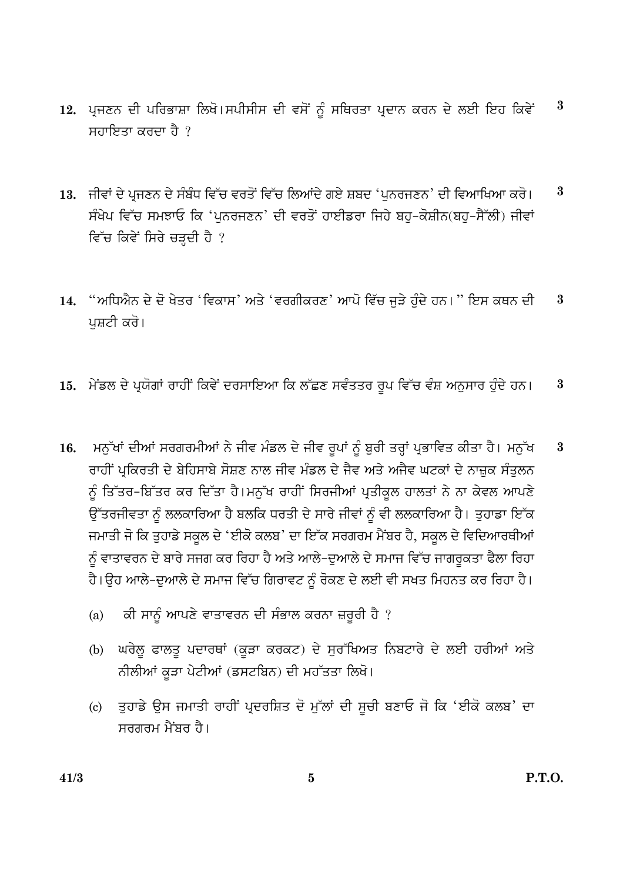12. ਪ੍ਰਜਣਨ ਦੀ ਪਰਿਭਾਸ਼ਾ ਲਿਖੋ।ਸਪੀਸੀਸ ਦੀ ਵਸੋਂ ਨੂੰ ਸਥਿਰਤਾ ਪ੍ਰਦਾਨ ਕਰਨ ਦੇ ਲਈ ਇਹ ਕਿਵੇਂ ਸਹਾਇਤਾ ਕਰਦਾ ਹੈ ? **3**

13. ਜੀਵਾਂ ਦੇ ਪ੍ਰਜਣਨ ਦੇ ਸੰਬੰਧ ਵਿੱਚ ਵਰਤੋਂ ਵਿੱਚ ਲਿਆਂਦੇ ਗਏ ਸ਼ਬਦ 'ਪੁਨਰਜਣਨ' ਦੀ ਵਿਆਖਿਆ ਕਰੋ। ਸੰਖੇਪ ਵਿੱਚ ਸਮਝਾਓ ਕਿ 'ਪੁਨਰਜਣਨ' ਦੀ ਵਰਤੋਂ ਹਾਈਡਰਾ ਜਿਹੇ ਬਹੁ-ਕੋਸ਼ੀਨ(ਬਹੁ-ਸੈੱਲੀ) ਜੀਵਾਂ ਵਿੱਚ ਕਿਵੇਂ ਸਿਰੇ ਚੜ੍ਹਦੀ ਹੈ ? **3**

14. "ਅਧਿਐਨ ਦੇ ਦੋ ਖੇਤਰ 'ਵਿਕਾਸ' ਅਤੇ 'ਵਰਗੀਕਰਣ' ਆਪੋ ਵਿੱਚ ਜੁੜੇ ਹੁੰਦੇ ਹਨ।" ਇਸ ਕਥਨ ਦੀ ਪੁਸ਼ਟੀ ਕਰੋ। **3**

15. ਮੇਂਡਲ ਦੇ ਪ੍ਰਯੋਗਾਂ ਰਾਹੀਂ ਕਿਵੇਂ ਦਰਸਾਇਆ ਕਿ ਲੱਛਣ ਸਵੰਤਤਰ ਰੂਪ ਵਿੱਚ ਵੰਸ਼ ਅਨੁਸਾਰ ਹੁੰਦੇ ਹਨ। **3**

16. ਮਨੁੱਖਾਂ ਦੀਆਂ ਸਰਗਰਮੀਆਂ ਨੇ ਜੀਵ ਮੰਡਲ ਦੇ ਜੀਵ ਰੂਪਾਂ ਨੂੰ ਬੁਰੀ ਤਰ੍ਹਾਂ ਪ੍ਰਭਾਵਿਤ ਕੀਤਾ ਹੈ। ਮਨੁੱਖ ਰਾਹੀਂ ਪ੍ਰਕਿਰਤੀ ਦੇ ਬੇਹਿਸਾਬੇ ਸ਼ੋਸ਼ਣ ਨਾਲ ਜੀਵ ਮੰਡਲ ਦੇ ਜੈਵ ਅਤੇ ਅਜੈਵ ਘਟਕਾਂ ਦੇ ਨਾਜ਼ੁਕ ਸੰਤੁਲਨ ਨੂੰ ਤਿੱਤਰ-ਬਿੱਤਰ ਕਰ ਦਿੱਤਾ ਹੈ।ਮਨੁੱਖ ਰਾਹੀਂ ਸਿਰਜੀਆਂ ਪ੍ਰਤੀਕੂਲ ਹਾਲਤਾਂ ਨੇ ਨਾ ਕੇਵਲ ਆਪਣੇ ਉੱਤਰਜੀਵਤਾ ਨੂੰ ਲਲਕਾਰਿਆ ਹੈ ਬਲਕਿ ਧਰਤੀ ਦੇ ਸਾਰੇ ਜੀਵਾਂ ਨੂੰ ਵੀ ਲਲਕਾਰਿਆ ਹੈ। ਤੁਹਾਡਾ ਇੱਕ ਜਮਾਤੀ ਜੋ ਕਿ ਤੁਹਾਡੇ ਸਕੂਲ ਦੇ 'ਈਕੋ ਕਲਬ' ਦਾ ਇੱਕ ਸਰਗਰਮ ਮੈਂਬਰ ਹੈ, ਸਕੂਲ ਦੇ ਵਿਦਿਆਰਥੀਆਂ ਨੂੰ ਵਾਤਾਵਰਨ ਦੇ ਬਾਰੇ ਸਜਗ ਕਰ ਰਿਹਾ ਹੈ ਅਤੇ ਆਲੇ-ਦੁਆਲੇ ਦੇ ਸਮਾਜ ਵਿੱਚ ਜਾਗਰੂਕਤਾ ਫੈਲਾ ਰਿਹਾ ਹੈ।ਉਹ ਆਲੇ-ਦੁਆਲੇ ਦੇ ਸਮਾਜ ਵਿੱਚ ਗਿਰਾਵਟ ਨੂੰ ਰੋਕਣ ਦੇ ਲਈ ਵੀ ਸਖਤ ਮਿਹਨਤ ਕਰ ਰਿਹਾ ਹੈ। **3**

   (a) ਕੀ ਸਾਨੂੰ ਆਪਣੇ ਵਾਤਾਵਰਨ ਦੀ ਸੰਭਾਲ ਕਰਨਾ ਜ਼ਰੂਰੀ ਹੈ ?

   (b) ਘਰੇਲੂ ਫਾਲਤੂ ਪਦਾਰਥਾਂ (ਕੂੜਾ ਕਰਕਟ) ਦੇ ਸੁਰੱਖਿਅਤ ਨਿਬਟਾਰੇ ਦੇ ਲਈ ਹਰੀਆਂ ਅਤੇ ਨੀਲੀਆਂ ਕੂੜਾ ਪੇਟੀਆਂ (ਡਸਟਬਿਨ) ਦੀ ਮਹੱਤਤਾ ਲਿਖੋ।

   (c) ਤੁਹਾਡੇ ਉਸ ਜਮਾਤੀ ਰਾਹੀਂ ਪ੍ਰਦਰਸ਼ਿਤ ਦੋ ਮੁੱਲਾਂ ਦੀ ਸੂਚੀ ਬਣਾਓ ਜੋ ਕਿ 'ਈਕੋ ਕਲਬ' ਦਾ ਸਰਗਰਮ ਮੈਂਬਰ ਹੈ।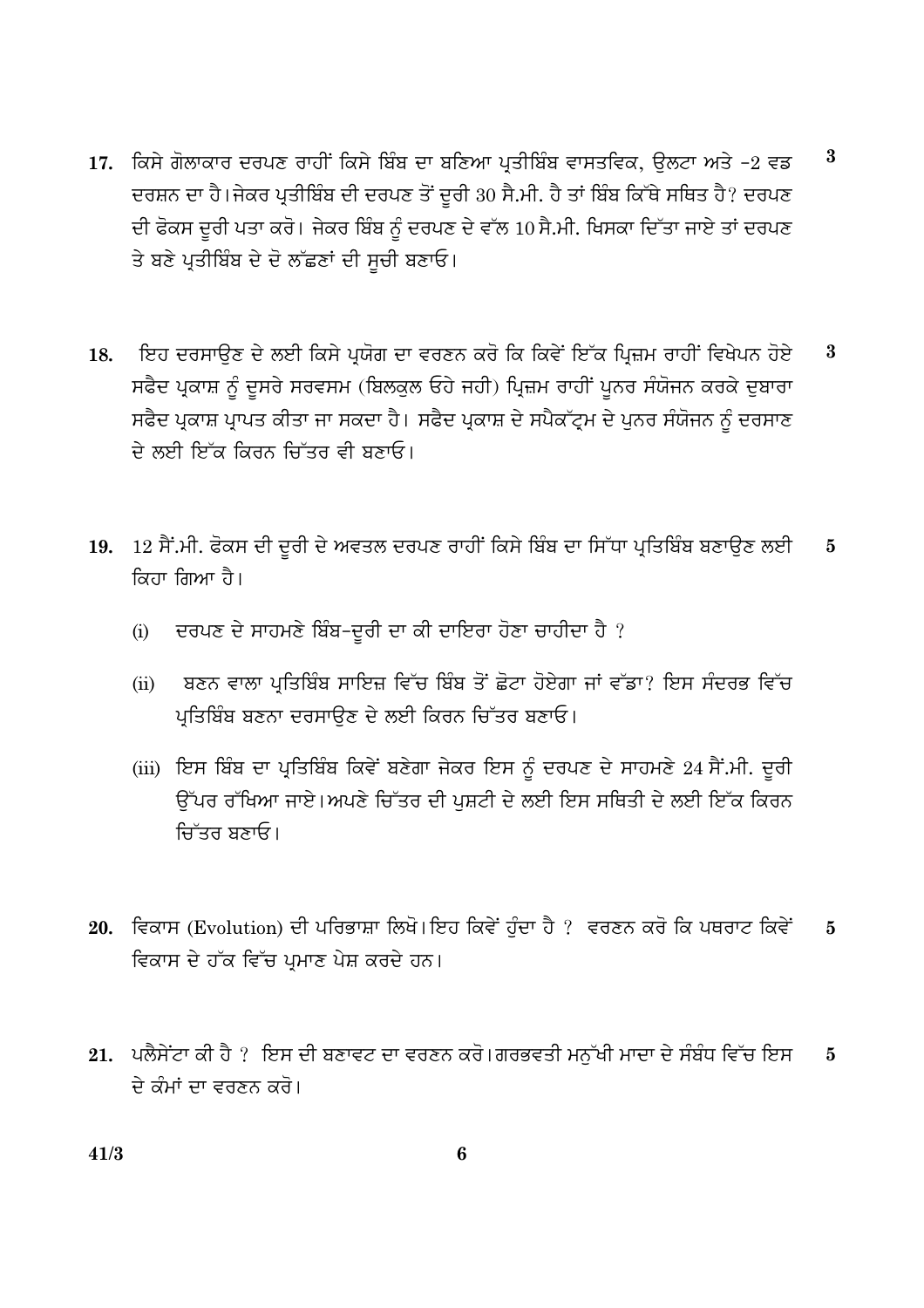**17.** ਕਿਸੇ ਗੋਲਾਕਾਰ ਦਰਪਣ ਰਾਹੀਂ ਕਿਸੇ ਬਿੰਬ ਦਾ ਬਣਿਆ ਪ੍ਰਤੀਬਿੰਬ ਵਾਸਤਵਿਕ, ਉਲਟਾ ਅਤੇ $-2$ ਵਡ ਦਰਸ਼ਨ ਦਾ ਹੈ। ਜੇਕਰ ਪ੍ਰਤੀਬਿੰਬ ਦੀ ਦਰਪਣ ਤੋਂ ਦੂਰੀ 30 ਸੈ.ਮੀ. ਹੈ ਤਾਂ ਬਿੰਬ ਕਿੱਥੇ ਸਥਿਤ ਹੈ? ਦਰਪਣ ਦੀ ਫੋਕਸ ਦੂਰੀ ਪਤਾ ਕਰੋ। ਜੇਕਰ ਬਿੰਬ ਨੂੰ ਦਰਪਣ ਦੇ ਵੱਲ 10 ਸੈ.ਮੀ. ਖਿਸਕਾ ਦਿੱਤਾ ਜਾਏ ਤਾਂ ਦਰਪਣ ਤੇ ਬਣੇ ਪ੍ਰਤੀਬਿੰਬ ਦੇ ਦੋ ਲੱਛਣਾਂ ਦੀ ਸੂਚੀ ਬਣਾਓ। **3**

**18.** ਇਹ ਦਰਸਾਉਣ ਦੇ ਲਈ ਕਿਸੇ ਪ੍ਰਯੋਗ ਦਾ ਵਰਣਨ ਕਰੋ ਕਿ ਕਿਵੇਂ ਇੱਕ ਪ੍ਰਿਜ਼ਮ ਰਾਹੀਂ ਵਿਖੇਪਨ ਹੋਏ ਸਫੈਦ ਪ੍ਰਕਾਸ਼ ਨੂੰ ਦੂਸਰੇ ਸਰਵਸਮ (ਬਿਲਕੁਲ ਓਹੇ ਜਹੀ) ਪ੍ਰਿਜ਼ਮ ਰਾਹੀਂ ਪੁਨਰ ਸੰਯੋਜਨ ਕਰਕੇ ਦੁਬਾਰਾ ਸਫੈਦ ਪ੍ਰਕਾਸ਼ ਪ੍ਰਾਪਤ ਕੀਤਾ ਜਾ ਸਕਦਾ ਹੈ। ਸਫੈਦ ਪ੍ਰਕਾਸ਼ ਦੇ ਸਪੈਕੱਟ੍ਰਮ ਦੇ ਪੁਨਰ ਸੰਯੋਜਨ ਨੂੰ ਦਰਸਾਣ ਦੇ ਲਈ ਇੱਕ ਕਿਰਨ ਚਿੱਤਰ ਵੀ ਬਣਾਓ। **3**

**19.** 12 ਸੈਂ.ਮੀ. ਫੋਕਸ ਦੀ ਦੂਰੀ ਦੇ ਅਵਤਲ ਦਰਪਣ ਰਾਹੀਂ ਕਿਸੇ ਬਿੰਬ ਦਾ ਸਿੱਧਾ ਪ੍ਰਤਿਬਿੰਬ ਬਣਾਉਣ ਲਈ ਕਿਹਾ ਗਿਆ ਹੈ। **5**

(i) ਦਰਪਣ ਦੇ ਸਾਹਮਣੇ ਬਿੰਬ-ਦੂਰੀ ਦਾ ਕੀ ਦਾਇਰਾ ਹੋਣਾ ਚਾਹੀਦਾ ਹੈ ?

(ii) ਬਣਨ ਵਾਲਾ ਪ੍ਰਤਿਬਿੰਬ ਸਾਇਜ਼ ਵਿੱਚ ਬਿੰਬ ਤੋਂ ਛੋਟਾ ਹੋਏਗਾ ਜਾਂ ਵੱਡਾ? ਇਸ ਸੰਦਰਭ ਵਿੱਚ ਪ੍ਰਤਿਬਿੰਬ ਬਣਨਾ ਦਰਸਾਉਣ ਦੇ ਲਈ ਕਿਰਨ ਚਿੱਤਰ ਬਣਾਓ।

(iii) ਇਸ ਬਿੰਬ ਦਾ ਪ੍ਰਤਿਬਿੰਬ ਕਿਵੇਂ ਬਣੇਗਾ ਜੇਕਰ ਇਸ ਨੂੰ ਦਰਪਣ ਦੇ ਸਾਹਮਣੇ 24 ਸੈਂ.ਮੀ. ਦੂਰੀ ਉੱਪਰ ਰੱਖਿਆ ਜਾਏ। ਅਪਣੇ ਚਿੱਤਰ ਦੀ ਪੁਸ਼ਟੀ ਦੇ ਲਈ ਇਸ ਸਥਿਤੀ ਦੇ ਲਈ ਇੱਕ ਕਿਰਨ ਚਿੱਤਰ ਬਣਾਓ।

**20.** ਵਿਕਾਸ (Evolution) ਦੀ ਪਰਿਭਾਸ਼ਾ ਲਿਖੋ। ਇਹ ਕਿਵੇਂ ਹੁੰਦਾ ਹੈ ? ਵਰਣਨ ਕਰੋ ਕਿ ਪਥਰਾਟ ਕਿਵੇਂ ਵਿਕਾਸ ਦੇ ਹੱਕ ਵਿੱਚ ਪ੍ਰਮਾਣ ਪੇਸ਼ ਕਰਦੇ ਹਨ। **5**

**21.** ਪਲੈਸੇਂਟਾ ਕੀ ਹੈ ? ਇਸ ਦੀ ਬਣਾਵਟ ਦਾ ਵਰਣਨ ਕਰੋ। ਗਰਭਵਤੀ ਮਨੁੱਖੀ ਮਾਦਾ ਦੇ ਸੰਬੰਧ ਵਿੱਚ ਇਸ ਦੇ ਕੰਮਾਂ ਦਾ ਵਰਣਨ ਕਰੋ। **5**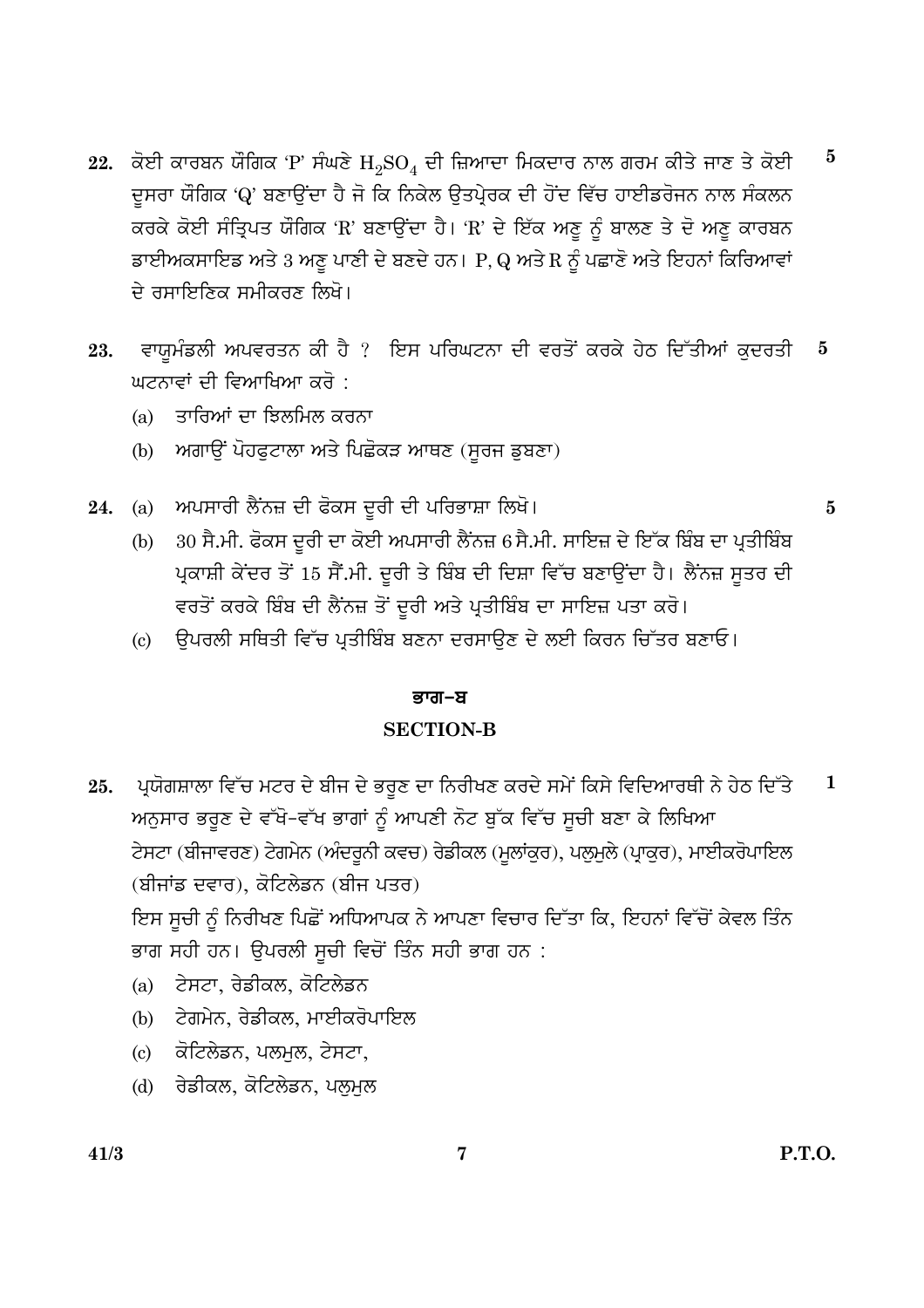22. ਕੋਈ ਕਾਰਬਨ ਯੌਗਿਕ 'P' ਸੰਘਣੇ $H_2SO_4$ ਦੀ ਜ਼ਿਆਦਾ ਮਿਕਦਾਰ ਨਾਲ ਗਰਮ ਕੀਤੇ ਜਾਣ ਤੇ ਕੋਈ ਦੂਸਰਾ ਯੌਗਿਕ 'Q' ਬਣਾਉਂਦਾ ਹੈ ਜੋ ਕਿ ਨਿਕੇਲ ਉਤਪ੍ਰੇਰਕ ਦੀ ਹੋਂਦ ਵਿੱਚ ਹਾਈਡਰੋਜਨ ਨਾਲ ਸੰਕਲਨ ਕਰਕੇ ਕੋਈ ਸੰਤ੍ਰਿਪਤ ਯੌਗਿਕ 'R' ਬਣਾਉਂਦਾ ਹੈ। 'R' ਦੇ ਇੱਕ ਅਣੂ ਨੂੰ ਬਾਲਣ ਤੇ ਦੋ ਅਣੂ ਕਾਰਬਨ ਡਾਈਅਕਸਾਇਡ ਅਤੇ 3 ਅਣੂ ਪਾਣੀ ਦੇ ਬਣਦੇ ਹਨ। P, Q ਅਤੇ R ਨੂੰ ਪਛਾਣੋ ਅਤੇ ਇਹਨਾਂ ਕਿਰਿਆਵਾਂ ਦੇ ਰਸਾਇਣਿਕ ਸਮੀਕਰਣ ਲਿਖੋ। **5**

23. ਵਾਯੂਮੰਡਲੀ ਅਪਵਰਤਨ ਕੀ ਹੈ ? ਇਸ ਪਰਿਘਟਨਾ ਦੀ ਵਰਤੋਂ ਕਰਕੇ ਹੇਠ ਦਿੱਤੀਆਂ ਕੁਦਰਤੀ ਘਟਨਾਵਾਂ ਦੀ ਵਿਆਖਿਆ ਕਰੋ : **5**
   - (a) ਤਾਰਿਆਂ ਦਾ ਝਿਲਮਿਲ ਕਰਨਾ
   - (b) ਅਗਾਊਂ ਪੋਹਫੁਟਾਲਾ ਅਤੇ ਪਿਛੋਕੜ ਆਥਣ (ਸੂਰਜ ਡੁਬਣਾ)

24. (a) ਅਪਸਾਰੀ ਲੈਂਨਜ਼ ਦੀ ਫੋਕਸ ਦੂਰੀ ਦੀ ਪਰਿਭਾਸ਼ਾ ਲਿਖੋ। **5**
   - (b) 30 ਸੈ.ਮੀ. ਫੋਕਸ ਦੂਰੀ ਦਾ ਕੋਈ ਅਪਸਾਰੀ ਲੈਂਨਜ਼ 6 ਸੈ.ਮੀ. ਸਾਇਜ਼ ਦੇ ਇੱਕ ਬਿੰਬ ਦਾ ਪ੍ਰਤੀਬਿੰਬ ਪ੍ਰਕਾਸ਼ੀ ਕੇਂਦਰ ਤੋਂ 15 ਸੈਂ.ਮੀ. ਦੂਰੀ ਤੇ ਬਿੰਬ ਦੀ ਦਿਸ਼ਾ ਵਿੱਚ ਬਣਾਉਂਦਾ ਹੈ। ਲੈਂਨਜ਼ ਸੂਤਰ ਦੀ ਵਰਤੋਂ ਕਰਕੇ ਬਿੰਬ ਦੀ ਲੈਂਨਜ਼ ਤੋਂ ਦੂਰੀ ਅਤੇ ਪ੍ਰਤੀਬਿੰਬ ਦਾ ਸਾਇਜ਼ ਪਤਾ ਕਰੋ।
   - (c) ਉਪਰਲੀ ਸਥਿਤੀ ਵਿੱਚ ਪ੍ਰਤੀਬਿੰਬ ਬਣਨਾ ਦਰਸਾਉਣ ਦੇ ਲਈ ਕਿਰਨ ਚਿੱਤਰ ਬਣਾਓ।

## ਭਾਗ–ਬ

## SECTION-B

25. ਪ੍ਰਯੋਗਸ਼ਾਲਾ ਵਿੱਚ ਮਟਰ ਦੇ ਬੀਜ ਦੇ ਭਰੂਣ ਦਾ ਨਿਰੀਖਣ ਕਰਦੇ ਸਮੇਂ ਕਿਸੇ ਵਿਦਿਆਰਥੀ ਨੇ ਹੇਠ ਦਿੱਤੇ ਅਨੁਸਾਰ ਭਰੂਣ ਦੇ ਵੱਖੋ-ਵੱਖ ਭਾਗਾਂ ਨੂੰ ਆਪਣੀ ਨੋਟ ਬੁੱਕ ਵਿੱਚ ਸੂਚੀ ਬਣਾ ਕੇ ਲਿਖਿਆ **1**

   ਟੇਸਟਾ (ਬੀਜਾਵਰਣ) ਟੇਗਮੇਨ (ਅੰਦਰੂਨੀ ਕਵਚ) ਰੇਡੀਕਲ (ਮੂਲਾਂਕੁਰ), ਪਲੂਮੂਲੇ (ਪ੍ਰਾਕੁਰ), ਮਾਈਕਰੋਪਾਇਲ (ਬੀਜਾਂਡ ਦਵਾਰ), ਕੋਟਿਲੇਡਨ (ਬੀਜ ਪਤਰ)

   ਇਸ ਸੂਚੀ ਨੂੰ ਨਿਰੀਖਣ ਪਿਛੋਂ ਅਧਿਆਪਕ ਨੇ ਆਪਣਾ ਵਿਚਾਰ ਦਿੱਤਾ ਕਿ, ਇਹਨਾਂ ਵਿੱਚੋਂ ਕੇਵਲ ਤਿੰਨ ਭਾਗ ਸਹੀ ਹਨ। ਉਪਰਲੀ ਸੂਚੀ ਵਿਚੋਂ ਤਿੰਨ ਸਹੀ ਭਾਗ ਹਨ :
   - (a) ਟੇਸਟਾ, ਰੇਡੀਕਲ, ਕੋਟਿਲੇਡਨ
   - (b) ਟੇਗਮੇਨ, ਰੇਡੀਕਲ, ਮਾਈਕਰੋਪਾਇਲ
   - (c) ਕੋਟਿਲੇਡਨ, ਪਲਮੂਲ, ਟੇਸਟਾ,
   - (d) ਰੇਡੀਕਲ, ਕੋਟਿਲੇਡਨ, ਪਲੂਮੂਲ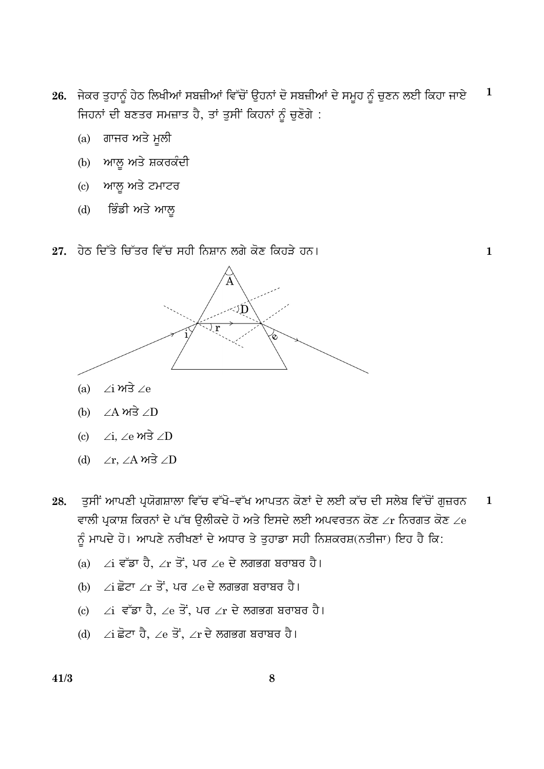26. ਜੇਕਰ ਤੁਹਾਨੂੰ ਹੇਠ ਲਿਖੀਆਂ ਸਬਜ਼ੀਆਂ ਵਿੱਚੋਂ ਉਹਨਾਂ ਦੋ ਸਬਜ਼ੀਆਂ ਦੇ ਸਮੂਹ ਨੂੰ ਚੁਣਨ ਲਈ ਕਿਹਾ ਜਾਏ ਜਿਹਨਾਂ ਦੀ ਬਣਤਰ ਸਮਜ਼ਾਤ ਹੈ, ਤਾਂ ਤੁਸੀਂ ਕਿਹਨਾਂ ਨੂੰ ਚੁਣੋਗੇ : **1**

   (a) ਗਾਜਰ ਅਤੇ ਮੂਲੀ

   (b) ਆਲੂ ਅਤੇ ਸ਼ਕਰਕੰਦੀ

   (c) ਆਲੂ ਅਤੇ ਟਮਾਟਰ

   (d) ਭਿੰਡੀ ਅਤੇ ਆਲੂ

27. ਹੇਠ ਦਿੱਤੇ ਚਿੱਤਰ ਵਿੱਚ ਸਹੀ ਨਿਸ਼ਾਨ ਲਗੇ ਕੋਣ ਕਿਹੜੇ ਹਨ। **1**

   (a) $\angle i$ ਅਤੇ $\angle e$

   (b) $\angle A$ ਅਤੇ $\angle D$

   (c) $\angle i$, $\angle e$ ਅਤੇ $\angle D$

   (d) $\angle r$, $\angle A$ ਅਤੇ $\angle D$

28. ਤੁਸੀਂ ਆਪਣੀ ਪ੍ਰਯੋਗਸ਼ਾਲਾ ਵਿੱਚ ਵੱਖੋ-ਵੱਖ ਆਪਤਨ ਕੋਣਾਂ ਦੇ ਲਈ ਕੱਚ ਦੀ ਸਲੇਬ ਵਿੱਚੋਂ ਗੁਜ਼ਰਨ ਵਾਲੀ ਪ੍ਰਕਾਸ਼ ਕਿਰਨਾਂ ਦੇ ਪੱਥ ਉਲੀਕਦੇ ਹੋ ਅਤੇ ਇਸਦੇ ਲਈ ਅਪਵਰਤਨ ਕੋਣ $\angle r$ ਨਿਰਗਤ ਕੋਣ $\angle e$ ਨੂੰ ਮਾਪਦੇ ਹੋ। ਆਪਣੇ ਨਰੀਖਣਾਂ ਦੇ ਅਧਾਰ ਤੇ ਤੁਹਾਡਾ ਸਹੀ ਨਿਸ਼ਕਰਸ਼(ਨਤੀਜਾ) ਇਹ ਹੈ ਕਿ: **1**

   (a) $\angle i$ ਵੱਡਾ ਹੈ, $\angle r$ ਤੋਂ, ਪਰ $\angle e$ ਦੇ ਲਗਭਗ ਬਰਾਬਰ ਹੈ।

   (b) $\angle i$ ਛੋਟਾ $\angle r$ ਤੋਂ, ਪਰ $\angle e$ ਦੇ ਲਗਭਗ ਬਰਾਬਰ ਹੈ।

   (c) $\angle i$ ਵੱਡਾ ਹੈ, $\angle e$ ਤੋਂ, ਪਰ $\angle r$ ਦੇ ਲਗਭਗ ਬਰਾਬਰ ਹੈ।

   (d) $\angle i$ ਛੋਟਾ ਹੈ, $\angle e$ ਤੋਂ, $\angle r$ ਦੇ ਲਗਭਗ ਬਰਾਬਰ ਹੈ।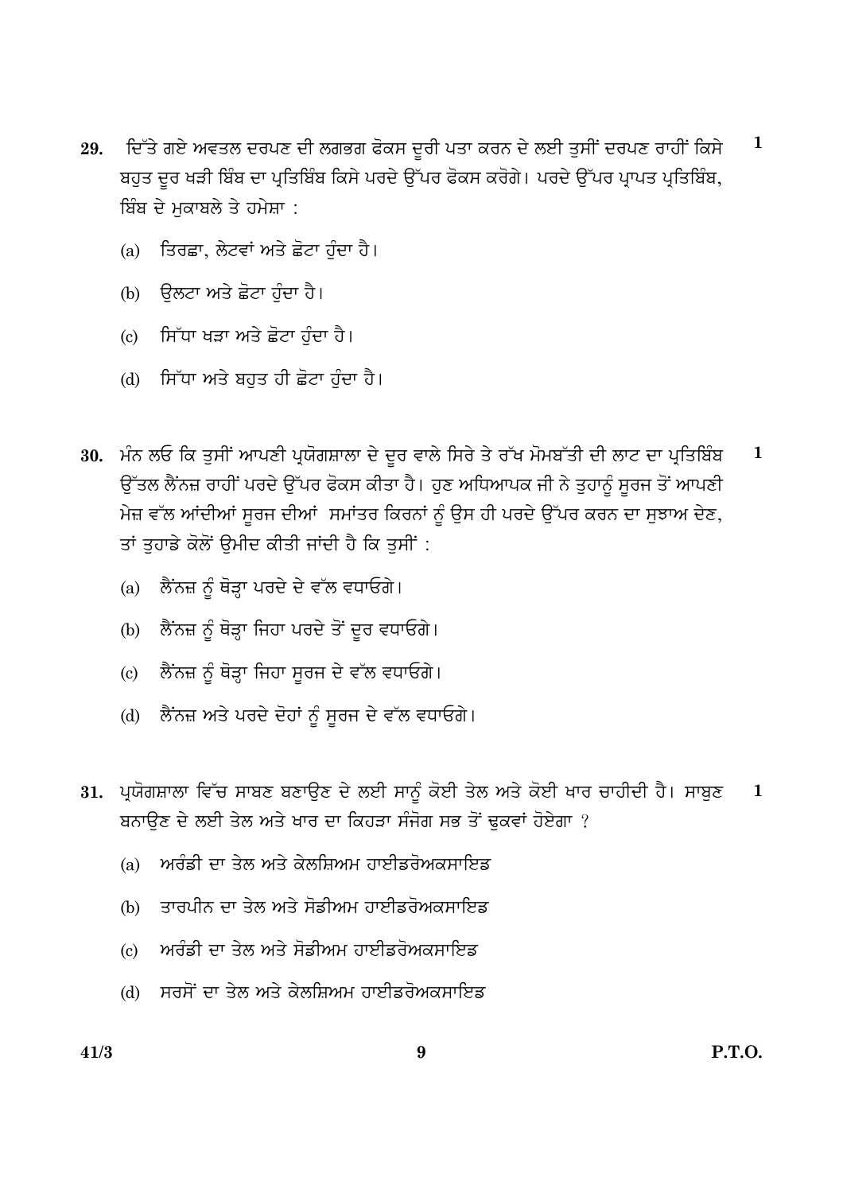**29.** ਦਿੱਤੇ ਗਏ ਅਵਤਲ ਦਰਪਣ ਦੀ ਲਗਭਗ ਫੋਕਸ ਦੂਰੀ ਪਤਾ ਕਰਨ ਦੇ ਲਈ ਤੁਸੀਂ ਦਰਪਣ ਰਾਹੀਂ ਕਿਸੇ ਬਹੁਤ ਦੂਰ ਖੜੀ ਬਿੰਬ ਦਾ ਪ੍ਰਤਿਬਿੰਬ ਕਿਸੇ ਪਰਦੇ ਉੱਪਰ ਫੋਕਸ ਕਰੋਗੇ। ਪਰਦੇ ਉੱਪਰ ਪ੍ਰਾਪਤ ਪ੍ਰਤਿਬਿੰਬ, ਬਿੰਬ ਦੇ ਮੁਕਾਬਲੇ ਤੇ ਹਮੇਸ਼ਾ : **1**

(a) ਤਿਰਛਾ, ਲੇਟਵਾਂ ਅਤੇ ਛੋਟਾ ਹੁੰਦਾ ਹੈ।

(b) ਉਲਟਾ ਅਤੇ ਛੋਟਾ ਹੁੰਦਾ ਹੈ।

(c) ਸਿੱਧਾ ਖੜਾ ਅਤੇ ਛੋਟਾ ਹੁੰਦਾ ਹੈ।

(d) ਸਿੱਧਾ ਅਤੇ ਬਹੁਤ ਹੀ ਛੋਟਾ ਹੁੰਦਾ ਹੈ।

**30.** ਮੰਨ ਲਓ ਕਿ ਤੁਸੀਂ ਆਪਣੀ ਪ੍ਰਯੋਗਸ਼ਾਲਾ ਦੇ ਦੂਰ ਵਾਲੇ ਸਿਰੇ ਤੇ ਰੱਖ ਮੋਮਬੱਤੀ ਦੀ ਲਾਟ ਦਾ ਪ੍ਰਤਿਬਿੰਬ ਉੱਤਲ ਲੈਂਨਜ਼ ਰਾਹੀਂ ਪਰਦੇ ਉੱਪਰ ਫੋਕਸ ਕੀਤਾ ਹੈ। ਹੁਣ ਅਧਿਆਪਕ ਜੀ ਨੇ ਤੁਹਾਨੂੰ ਸੂਰਜ ਤੋਂ ਆਪਣੀ ਮੇਜ਼ ਵੱਲ ਆਂਦੀਆਂ ਸੂਰਜ ਦੀਆਂ ਸਮਾਂਤਰ ਕਿਰਨਾਂ ਨੂੰ ਉਸ ਹੀ ਪਰਦੇ ਉੱਪਰ ਕਰਨ ਦਾ ਸੁਝਾਅ ਦੇਣ, ਤਾਂ ਤੁਹਾਡੇ ਕੋਲੋਂ ਉਮੀਦ ਕੀਤੀ ਜਾਂਦੀ ਹੈ ਕਿ ਤੁਸੀਂ : **1**

(a) ਲੈਂਨਜ਼ ਨੂੰ ਥੋੜ੍ਹਾ ਪਰਦੇ ਦੇ ਵੱਲ ਵਧਾਓਗੇ।

(b) ਲੈਂਨਜ਼ ਨੂੰ ਥੋੜ੍ਹਾ ਜਿਹਾ ਪਰਦੇ ਤੋਂ ਦੂਰ ਵਧਾਓਗੇ।

(c) ਲੈਂਨਜ਼ ਨੂੰ ਥੋੜ੍ਹਾ ਜਿਹਾ ਸੂਰਜ ਦੇ ਵੱਲ ਵਧਾਓਗੇ।

(d) ਲੈਂਨਜ਼ ਅਤੇ ਪਰਦੇ ਦੋਹਾਂ ਨੂੰ ਸੂਰਜ ਦੇ ਵੱਲ ਵਧਾਓਗੇ।

**31.** ਪ੍ਰਯੋਗਸ਼ਾਲਾ ਵਿੱਚ ਸਾਬਣ ਬਣਾਉਣ ਦੇ ਲਈ ਸਾਨੂੰ ਕੋਈ ਤੇਲ ਅਤੇ ਕੋਈ ਖਾਰ ਚਾਹੀਦੀ ਹੈ। ਸਾਬੁਣ ਬਨਾਉਣ ਦੇ ਲਈ ਤੇਲ ਅਤੇ ਖਾਰ ਦਾ ਕਿਹੜਾ ਸੰਜੋਗ ਸਭ ਤੋਂ ਢੁਕਵਾਂ ਹੋਏਗਾ ? **1**

(a) ਅਰੰਡੀ ਦਾ ਤੇਲ ਅਤੇ ਕੇਲਸ਼ਿਅਮ ਹਾਈਡਰੋਅਕਸਾਇਡ

(b) ਤਾਰਪੀਨ ਦਾ ਤੇਲ ਅਤੇ ਸੋਡੀਅਮ ਹਾਈਡਰੋਅਕਸਾਇਡ

(c) ਅਰੰਡੀ ਦਾ ਤੇਲ ਅਤੇ ਸੋਡੀਅਮ ਹਾਈਡਰੋਅਕਸਾਇਡ

(d) ਸਰਸੋਂ ਦਾ ਤੇਲ ਅਤੇ ਕੇਲਸ਼ਿਅਮ ਹਾਈਡਰੋਅਕਸਾਇਡ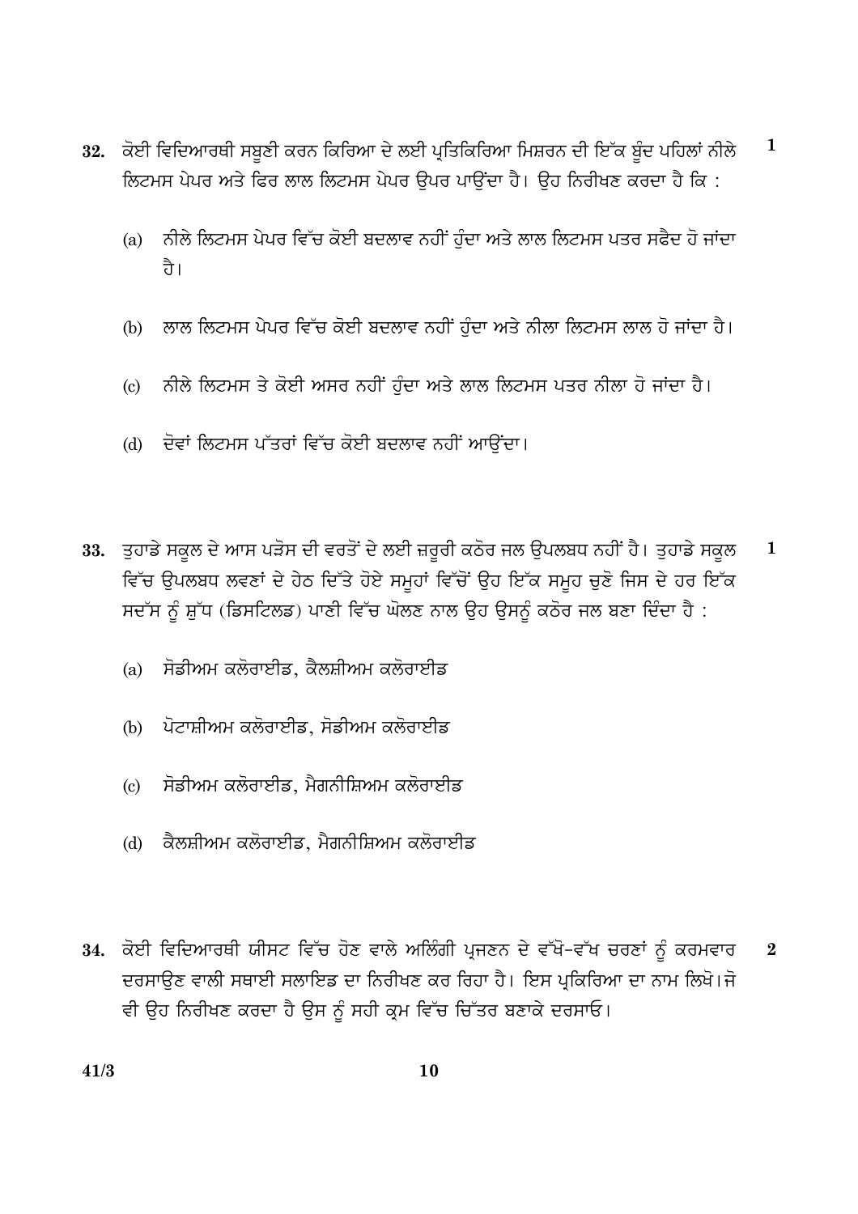**32.** ਕੋਈ ਵਿਦਿਆਰਥੀ ਸਬੂਣੀ ਕਰਨ ਕਿਰਿਆ ਦੇ ਲਈ ਪ੍ਰਤਿਕਿਰਿਆ ਮਿਸ਼ਰਨ ਦੀ ਇੱਕ ਬੂੰਦ ਪਹਿਲਾਂ ਨੀਲੇ ਲਿਟਮਸ ਪੇਪਰ ਅਤੇ ਫਿਰ ਲਾਲ ਲਿਟਮਸ ਪੇਪਰ ਉਪਰ ਪਾਉਂਦਾ ਹੈ। ਉਹ ਨਿਰੀਖਣ ਕਰਦਾ ਹੈ ਕਿ : **1**

(a) ਨੀਲੇ ਲਿਟਮਸ ਪੇਪਰ ਵਿੱਚ ਕੋਈ ਬਦਲਾਵ ਨਹੀਂ ਹੁੰਦਾ ਅਤੇ ਲਾਲ ਲਿਟਮਸ ਪਤਰ ਸਫੈਦ ਹੋ ਜਾਂਦਾ ਹੈ।

(b) ਲਾਲ ਲਿਟਮਸ ਪੇਪਰ ਵਿੱਚ ਕੋਈ ਬਦਲਾਵ ਨਹੀਂ ਹੁੰਦਾ ਅਤੇ ਨੀਲਾ ਲਿਟਮਸ ਲਾਲ ਹੋ ਜਾਂਦਾ ਹੈ।

(c) ਨੀਲੇ ਲਿਟਮਸ ਤੇ ਕੋਈ ਅਸਰ ਨਹੀਂ ਹੁੰਦਾ ਅਤੇ ਲਾਲ ਲਿਟਮਸ ਪਤਰ ਨੀਲਾ ਹੋ ਜਾਂਦਾ ਹੈ।

(d) ਦੋਵਾਂ ਲਿਟਮਸ ਪੱਤਰਾਂ ਵਿੱਚ ਕੋਈ ਬਦਲਾਵ ਨਹੀਂ ਆਉਂਦਾ।

**33.** ਤੁਹਾਡੇ ਸਕੂਲ ਦੇ ਆਸ ਪੜੋਸ ਦੀ ਵਰਤੋਂ ਦੇ ਲਈ ਜ਼ਰੂਰੀ ਕਠੋਰ ਜਲ ਉਪਲਬਧ ਨਹੀਂ ਹੈ। ਤੁਹਾਡੇ ਸਕੂਲ ਵਿੱਚ ਉਪਲਬਧ ਲਵਣਾਂ ਦੇ ਹੇਠ ਦਿੱਤੇ ਹੋਏ ਸਮੂਹਾਂ ਵਿੱਚੋਂ ਉਹ ਇੱਕ ਸਮੂਹ ਚੁਣੋ ਜਿਸ ਦੇ ਹਰ ਇੱਕ ਸਦੱਸ ਨੂੰ ਸ਼ੁੱਧ (ਡਿਸਟਿਲਡ) ਪਾਣੀ ਵਿੱਚ ਘੋਲਣ ਨਾਲ ਉਹ ਉਸਨੂੰ ਕਠੋਰ ਜਲ ਬਣਾ ਦਿੰਦਾ ਹੈ : **1**

(a) ਸੋਡੀਅਮ ਕਲੋਰਾਈਡ, ਕੈਲਸ਼ੀਅਮ ਕਲੋਰਾਈਡ

(b) ਪੋਟਾਸ਼ੀਅਮ ਕਲੋਰਾਈਡ, ਸੋਡੀਅਮ ਕਲੋਰਾਈਡ

(c) ਸੋਡੀਅਮ ਕਲੋਰਾਈਡ, ਮੈਗਨੀਸ਼ਿਅਮ ਕਲੋਰਾਈਡ

(d) ਕੈਲਸ਼ੀਅਮ ਕਲੋਰਾਈਡ, ਮੈਗਨੀਸ਼ਿਅਮ ਕਲੋਰਾਈਡ

**34.** ਕੋਈ ਵਿਦਿਆਰਥੀ ਯੀਸਟ ਵਿੱਚ ਹੋਣ ਵਾਲੇ ਅਲਿੰਗੀ ਪ੍ਰਜਣਨ ਦੇ ਵੱਖੋ-ਵੱਖ ਚਰਣਾਂ ਨੂੰ ਕਰਮਵਾਰ ਦਰਸਾਉਣ ਵਾਲੀ ਸਥਾਈ ਸਲਾਇਡ ਦਾ ਨਿਰੀਖਣ ਕਰ ਰਿਹਾ ਹੈ। ਇਸ ਪ੍ਰਕਿਰਿਆ ਦਾ ਨਾਮ ਲਿਖੋ।ਜੋ ਵੀ ਉਹ ਨਿਰੀਖਣ ਕਰਦਾ ਹੈ ਉਸ ਨੂੰ ਸਹੀ ਕ੍ਰਮ ਵਿੱਚ ਚਿੱਤਰ ਬਣਾਕੇ ਦਰਸਾਓ। **2**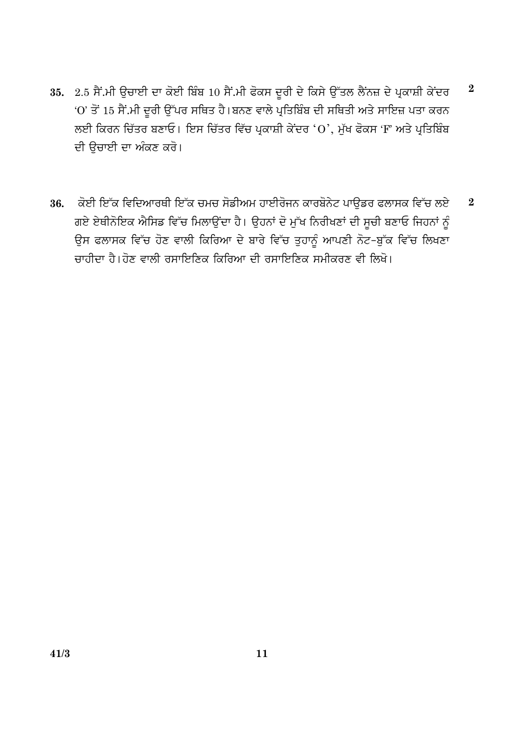**35.** 2.5 ਸੈਂ.ਮੀ ਉਚਾਈ ਦਾ ਕੋਈ ਬਿੰਬ 10 ਸੈਂ.ਮੀ ਫੋਕਸ ਦੂਰੀ ਦੇ ਕਿਸੇ ਉੱਤਲ ਲੈਂਨਜ਼ ਦੇ ਪ੍ਰਕਾਸ਼ੀ ਕੇਂਦਰ 'O' ਤੋਂ 15 ਸੈਂ.ਮੀ ਦੂਰੀ ਉੱਪਰ ਸਥਿਤ ਹੈ। ਬਨਣ ਵਾਲੇ ਪ੍ਰਤਿਬਿੰਬ ਦੀ ਸਥਿਤੀ ਅਤੇ ਸਾਇਜ਼ ਪਤਾ ਕਰਨ ਲਈ ਕਿਰਨ ਚਿੱਤਰ ਬਣਾਓ। ਇਸ ਚਿੱਤਰ ਵਿੱਚ ਪ੍ਰਕਾਸ਼ੀ ਕੇਂਦਰ 'O', ਮੁੱਖ ਫੋਕਸ 'F' ਅਤੇ ਪ੍ਰਤਿਬਿੰਬ ਦੀ ਉਚਾਈ ਦਾ ਅੰਕਣ ਕਰੋ। **2**

**36.** ਕੋਈ ਇੱਕ ਵਿਦਿਆਰਥੀ ਇੱਕ ਚਮਚ ਸੋਡੀਅਮ ਹਾਈਰੋਜਨ ਕਾਰਬੋਨੇਟ ਪਾਉਡਰ ਫਲਾਸਕ ਵਿੱਚ ਲਏ ਗਏ ਏਥੀਨੋਇਕ ਐਸਿਡ ਵਿੱਚ ਮਿਲਾਉਂਦਾ ਹੈ। ਉਹਨਾਂ ਦੋ ਮੁੱਖ ਨਿਰੀਖਣਾਂ ਦੀ ਸੂਚੀ ਬਣਾਓ ਜਿਹਨਾਂ ਨੂੰ ਉਸ ਫਲਾਸਕ ਵਿੱਚ ਹੋਣ ਵਾਲੀ ਕਿਰਿਆ ਦੇ ਬਾਰੇ ਵਿੱਚ ਤੁਹਾਨੂੰ ਆਪਣੀ ਨੋਟ-ਬੁੱਕ ਵਿੱਚ ਲਿਖਣਾ ਚਾਹੀਦਾ ਹੈ। ਹੋਣ ਵਾਲੀ ਰਸਾਇਣਿਕ ਕਿਰਿਆ ਦੀ ਰਸਾਇਣਿਕ ਸਮੀਕਰਣ ਵੀ ਲਿਖੋ। **2**